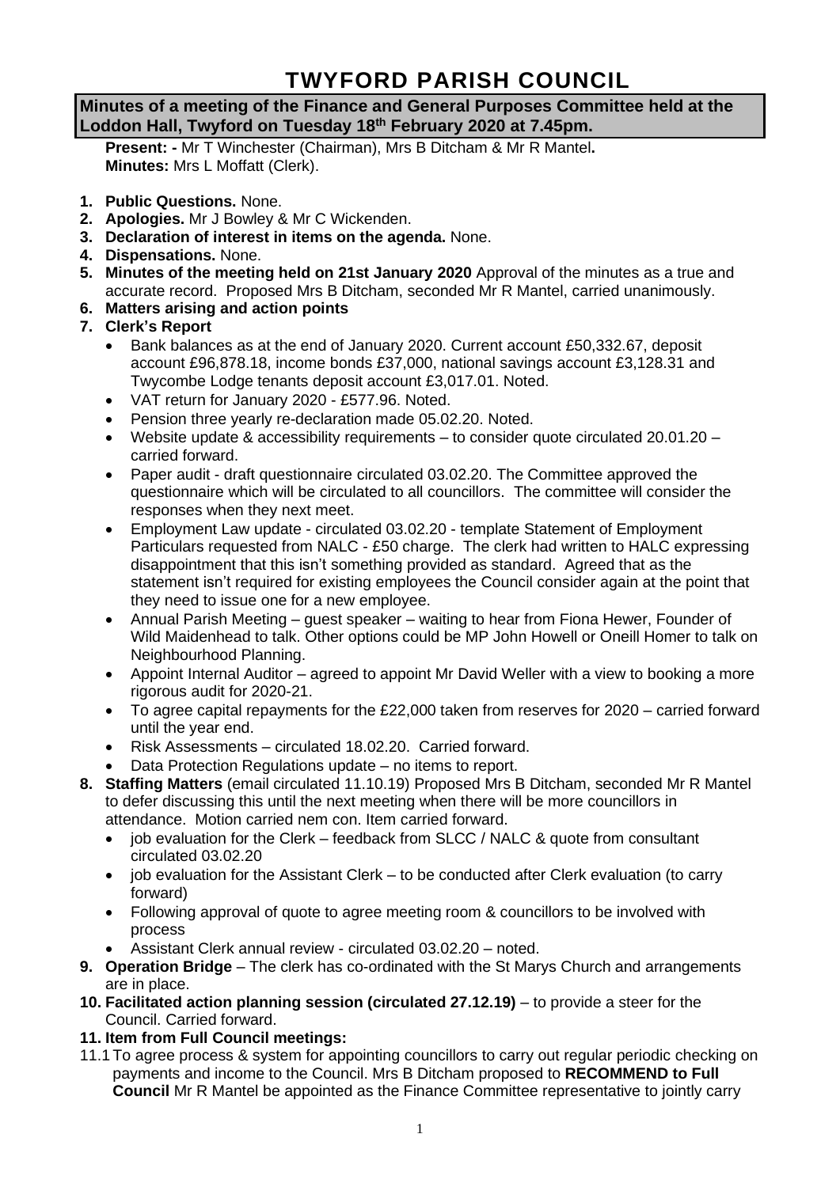# TWYFORD PARISH COUNCIL

**Minutes of a meeting of the Finance and General Purposes Committee held at the Loddon Hall, Twyford on Tuesday 18th February 2020 at 7.45pm.**

**Present: -** Mr T Winchester (Chairman), Mrs B Ditcham & Mr R Mantel**.**
**Minutes:** Mrs L Moffatt (Clerk).

1. **Public Questions.** None.
2. **Apologies.** Mr J Bowley & Mr C Wickenden.
3. **Declaration of interest in items on the agenda.** None.
4. **Dispensations.** None.
5. **Minutes of the meeting held on 21st January 2020** Approval of the minutes as a true and accurate record. Proposed Mrs B Ditcham, seconded Mr R Mantel, carried unanimously.
6. **Matters arising and action points**
7. **Clerk's Report**
   - Bank balances as at the end of January 2020. Current account £50,332.67, deposit account £96,878.18, income bonds £37,000, national savings account £3,128.31 and Twycombe Lodge tenants deposit account £3,017.01. Noted.
   - VAT return for January 2020 - £577.96. Noted.
   - Pension three yearly re-declaration made 05.02.20. Noted.
   - Website update & accessibility requirements – to consider quote circulated 20.01.20 – carried forward.
   - Paper audit - draft questionnaire circulated 03.02.20. The Committee approved the questionnaire which will be circulated to all councillors. The committee will consider the responses when they next meet.
   - Employment Law update - circulated 03.02.20 - template Statement of Employment Particulars requested from NALC - £50 charge. The clerk had written to HALC expressing disappointment that this isn't something provided as standard. Agreed that as the statement isn't required for existing employees the Council consider again at the point that they need to issue one for a new employee.
   - Annual Parish Meeting – guest speaker – waiting to hear from Fiona Hewer, Founder of Wild Maidenhead to talk. Other options could be MP John Howell or Oneill Homer to talk on Neighbourhood Planning.
   - Appoint Internal Auditor – agreed to appoint Mr David Weller with a view to booking a more rigorous audit for 2020-21.
   - To agree capital repayments for the £22,000 taken from reserves for 2020 – carried forward until the year end.
   - Risk Assessments – circulated 18.02.20. Carried forward.
   - Data Protection Regulations update – no items to report.
8. **Staffing Matters** (email circulated 11.10.19) Proposed Mrs B Ditcham, seconded Mr R Mantel to defer discussing this until the next meeting when there will be more councillors in attendance. Motion carried nem con. Item carried forward.
   - job evaluation for the Clerk – feedback from SLCC / NALC & quote from consultant circulated 03.02.20
   - job evaluation for the Assistant Clerk – to be conducted after Clerk evaluation (to carry forward)
   - Following approval of quote to agree meeting room & councillors to be involved with process
   - Assistant Clerk annual review - circulated 03.02.20 – noted.
9. **Operation Bridge** – The clerk has co-ordinated with the St Marys Church and arrangements are in place.
10. **Facilitated action planning session (circulated 27.12.19)** – to provide a steer for the Council. Carried forward.
11. **Item from Full Council meetings:**

11.1 To agree process & system for appointing councillors to carry out regular periodic checking on payments and income to the Council. Mrs B Ditcham proposed to **RECOMMEND to Full Council** Mr R Mantel be appointed as the Finance Committee representative to jointly carry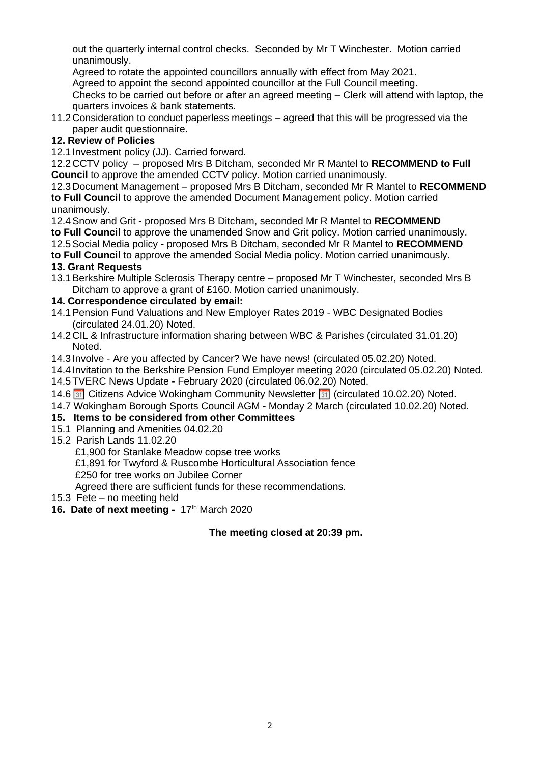out the quarterly internal control checks. Seconded by Mr T Winchester. Motion carried unanimously.
Agreed to rotate the appointed councillors annually with effect from May 2021.
Agreed to appoint the second appointed councillor at the Full Council meeting.
Checks to be carried out before or after an agreed meeting – Clerk will attend with laptop, the quarters invoices & bank statements.

11.2 Consideration to conduct paperless meetings – agreed that this will be progressed via the paper audit questionnaire.

**12. Review of Policies**

12.1 Investment policy (JJ). Carried forward.

12.2 CCTV policy – proposed Mrs B Ditcham, seconded Mr R Mantel to **RECOMMEND to Full Council** to approve the amended CCTV policy. Motion carried unanimously.

12.3 Document Management – proposed Mrs B Ditcham, seconded Mr R Mantel to **RECOMMEND to Full Council** to approve the amended Document Management policy. Motion carried unanimously.

12.4 Snow and Grit - proposed Mrs B Ditcham, seconded Mr R Mantel to **RECOMMEND to Full Council** to approve the unamended Snow and Grit policy. Motion carried unanimously.

12.5 Social Media policy - proposed Mrs B Ditcham, seconded Mr R Mantel to **RECOMMEND to Full Council** to approve the amended Social Media policy. Motion carried unanimously.

**13. Grant Requests**

13.1 Berkshire Multiple Sclerosis Therapy centre – proposed Mr T Winchester, seconded Mrs B Ditcham to approve a grant of £160. Motion carried unanimously.

**14. Correspondence circulated by email:**

14.1 Pension Fund Valuations and New Employer Rates 2019 - WBC Designated Bodies (circulated 24.01.20) Noted.

14.2 CIL & Infrastructure information sharing between WBC & Parishes (circulated 31.01.20) Noted.

14.3 Involve - Are you affected by Cancer? We have news! (circulated 05.02.20) Noted.

14.4 Invitation to the Berkshire Pension Fund Employer meeting 2020 (circulated 05.02.20) Noted.

14.5 TVERC News Update - February 2020 (circulated 06.02.20) Noted.

14.6 Citizens Advice Wokingham Community Newsletter (circulated 10.02.20) Noted.

14.7 Wokingham Borough Sports Council AGM - Monday 2 March (circulated 10.02.20) Noted.

**15. Items to be considered from other Committees**

15.1 Planning and Amenities 04.02.20

15.2 Parish Lands 11.02.20
£1,900 for Stanlake Meadow copse tree works
£1,891 for Twyford & Ruscombe Horticultural Association fence
£250 for tree works on Jubilee Corner
Agreed there are sufficient funds for these recommendations.

15.3 Fete – no meeting held

**16. Date of next meeting -** 17th March 2020

**The meeting closed at 20:39 pm.**